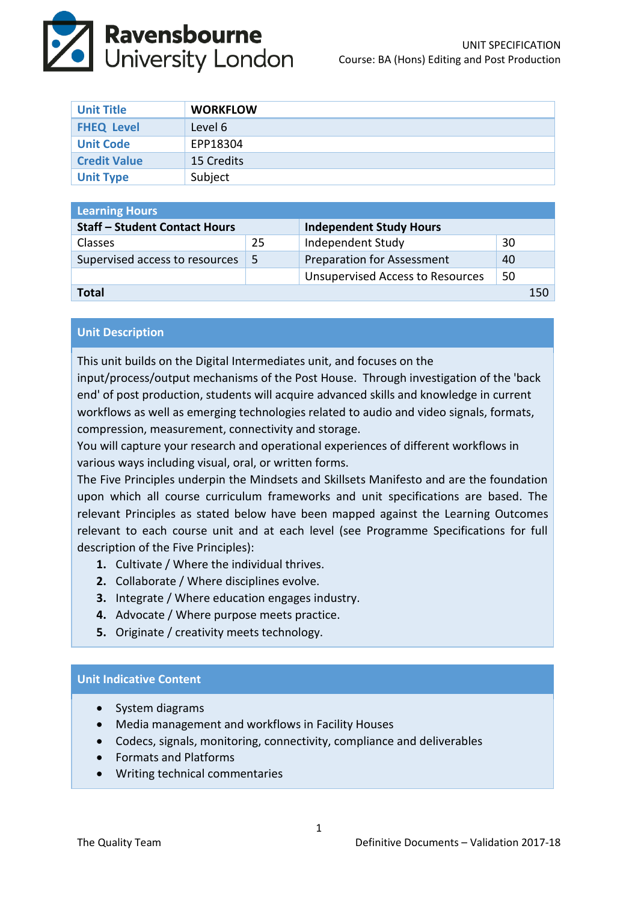UNIT SPECIFICATION
Course: BA (Hons) Editing and Post Production

| Unit Title | WORKFLOW |
|---|---|
| FHEQ Level | Level 6 |
| Unit Code | EPP18304 |
| Credit Value | 15 Credits |
| Unit Type | Subject |

| Learning Hours | | | |
|---|---|---|---|
| **Staff – Student Contact Hours** | | **Independent Study Hours** | |
| Classes | 25 | Independent Study | 30 |
| Supervised access to resources | 5 | Preparation for Assessment | 40 |
| | | Unsupervised Access to Resources | 50 |
| **Total** | | | 150 |

## Unit Description

This unit builds on the Digital Intermediates unit, and focuses on the input/process/output mechanisms of the Post House. Through investigation of the 'back end' of post production, students will acquire advanced skills and knowledge in current workflows as well as emerging technologies related to audio and video signals, formats, compression, measurement, connectivity and storage.

You will capture your research and operational experiences of different workflows in various ways including visual, oral, or written forms.

The Five Principles underpin the Mindsets and Skillsets Manifesto and are the foundation upon which all course curriculum frameworks and unit specifications are based. The relevant Principles as stated below have been mapped against the Learning Outcomes relevant to each course unit and at each level (see Programme Specifications for full description of the Five Principles):

1. Cultivate / Where the individual thrives.
2. Collaborate / Where disciplines evolve.
3. Integrate / Where education engages industry.
4. Advocate / Where purpose meets practice.
5. Originate / creativity meets technology.

## Unit Indicative Content

- System diagrams
- Media management and workflows in Facility Houses
- Codecs, signals, monitoring, connectivity, compliance and deliverables
- Formats and Platforms
- Writing technical commentaries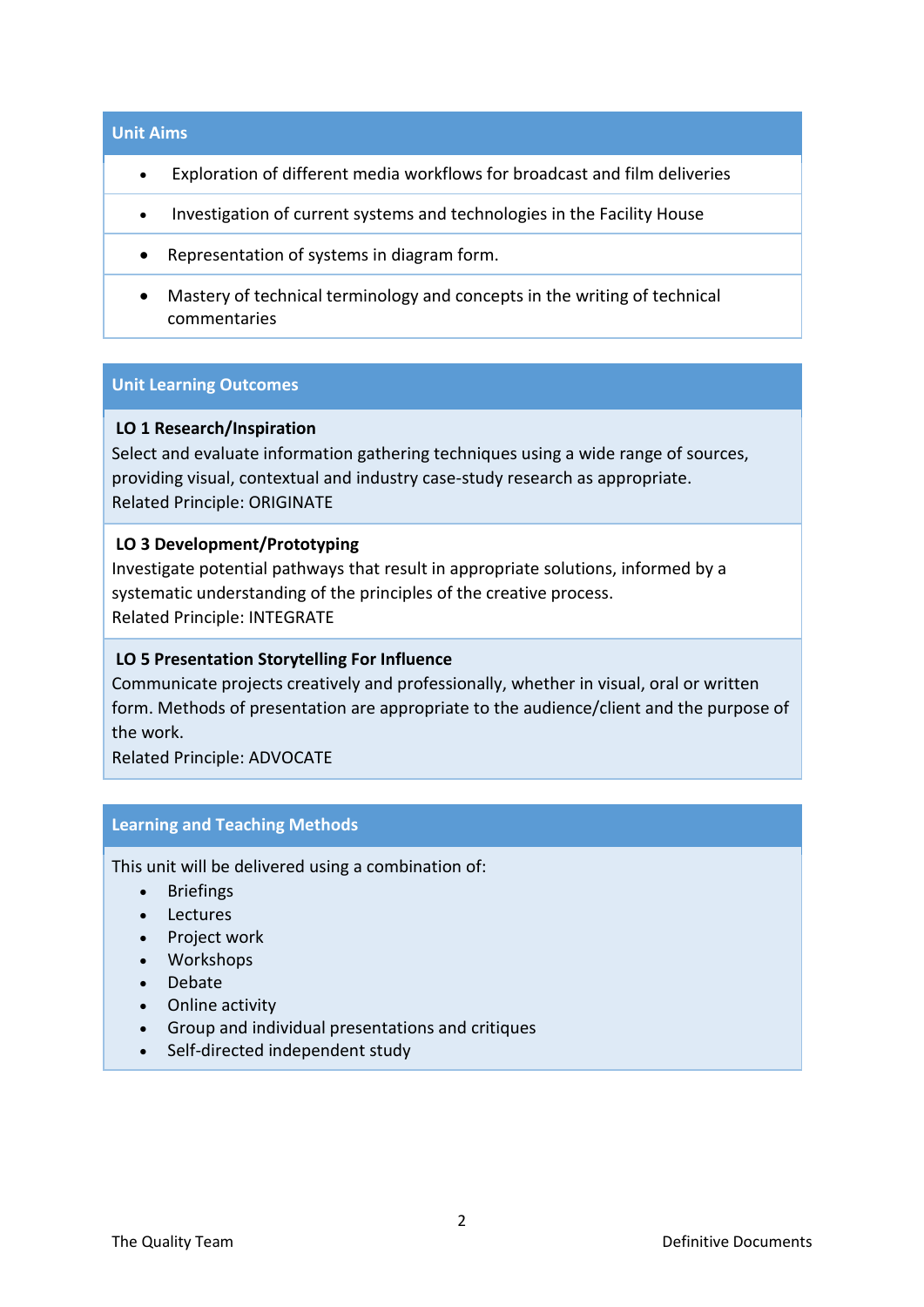## Unit Aims

- Exploration of different media workflows for broadcast and film deliveries
- Investigation of current systems and technologies in the Facility House
- Representation of systems in diagram form.
- Mastery of technical terminology and concepts in the writing of technical commentaries

## Unit Learning Outcomes

**LO 1 Research/Inspiration**
Select and evaluate information gathering techniques using a wide range of sources, providing visual, contextual and industry case-study research as appropriate.
Related Principle: ORIGINATE

**LO 3 Development/Prototyping**
Investigate potential pathways that result in appropriate solutions, informed by a systematic understanding of the principles of the creative process.
Related Principle: INTEGRATE

**LO 5 Presentation Storytelling For Influence**
Communicate projects creatively and professionally, whether in visual, oral or written form. Methods of presentation are appropriate to the audience/client and the purpose of the work.
Related Principle: ADVOCATE

## Learning and Teaching Methods

This unit will be delivered using a combination of:

- Briefings
- Lectures
- Project work
- Workshops
- Debate
- Online activity
- Group and individual presentations and critiques
- Self-directed independent study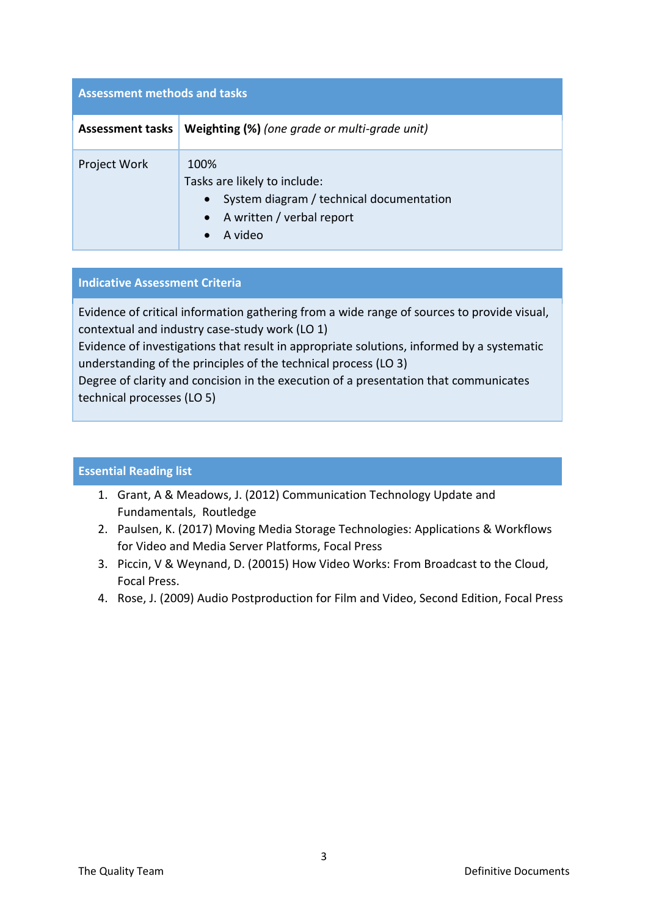## Assessment methods and tasks

| Assessment tasks | **Weighting (%)** *(one grade or multi-grade unit)* |
|---|---|
| Project Work | 100%<br>Tasks are likely to include:<br>• System diagram / technical documentation<br>• A written / verbal report<br>• A video |

## Indicative Assessment Criteria

Evidence of critical information gathering from a wide range of sources to provide visual, contextual and industry case-study work (LO 1)
Evidence of investigations that result in appropriate solutions, informed by a systematic understanding of the principles of the technical process (LO 3)
Degree of clarity and concision in the execution of a presentation that communicates technical processes (LO 5)

## Essential Reading list

1. Grant, A & Meadows, J. (2012) Communication Technology Update and Fundamentals, Routledge
2. Paulsen, K. (2017) Moving Media Storage Technologies: Applications & Workflows for Video and Media Server Platforms, Focal Press
3. Piccin, V & Weynand, D. (20015) How Video Works: From Broadcast to the Cloud, Focal Press.
4. Rose, J. (2009) Audio Postproduction for Film and Video, Second Edition, Focal Press